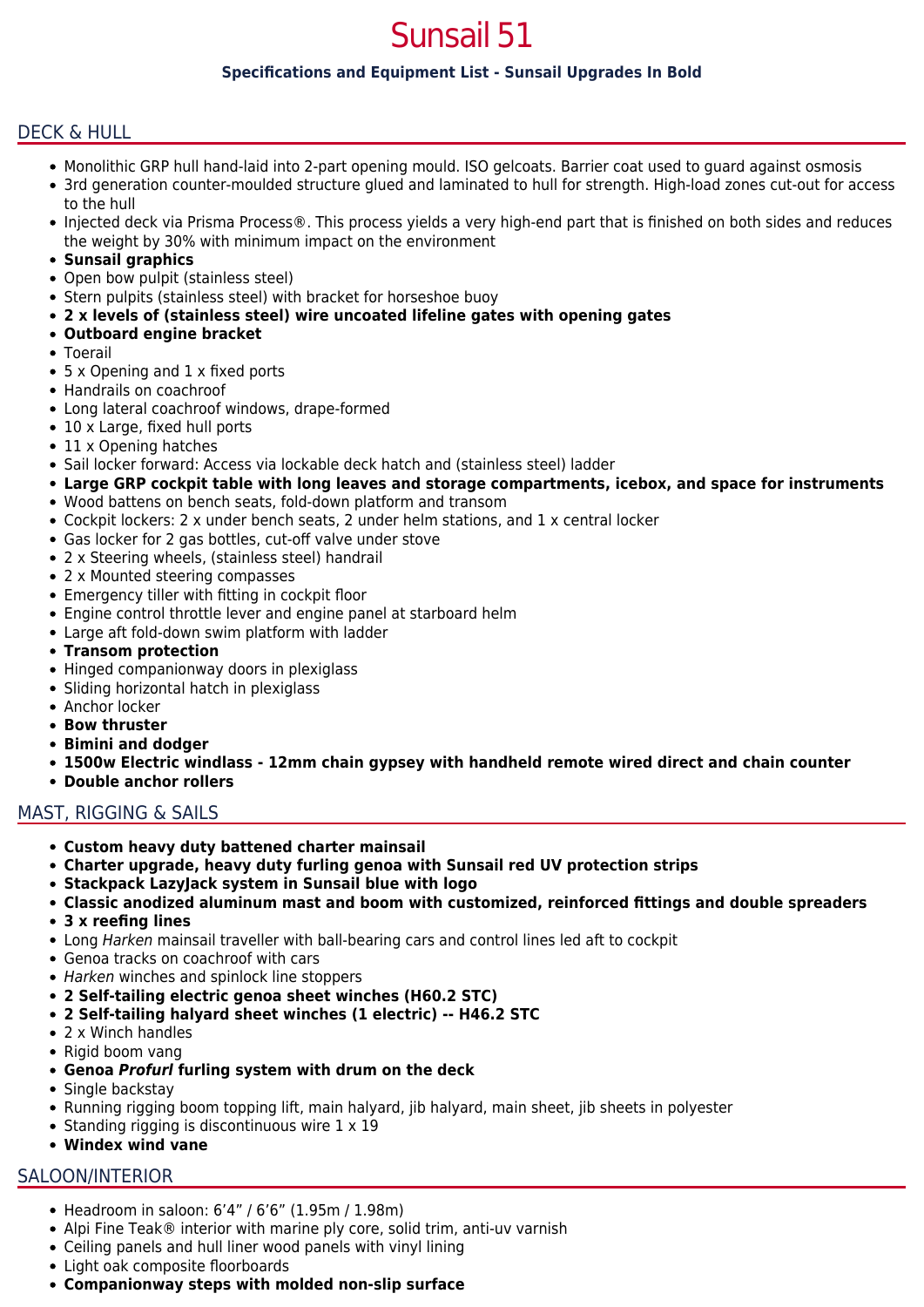# Sunsail 51

**Specifications and Equipment List - Sunsail Upgrades In Bold**

## DECK & HULL

- Monolithic GRP hull hand-laid into 2-part opening mould. ISO gelcoats. Barrier coat used to guard against osmosis
- 3rd generation counter-moulded structure glued and laminated to hull for strength. High-load zones cut-out for access to the hull
- Injected deck via Prisma Process®. This process yields a very high-end part that is finished on both sides and reduces the weight by 30% with minimum impact on the environment
- **Sunsail graphics**
- Open bow pulpit (stainless steel)
- Stern pulpits (stainless steel) with bracket for horseshoe buoy
- **2 x levels of (stainless steel) wire uncoated lifeline gates with opening gates**
- **Outboard engine bracket**
- Toerail
- 5 x Opening and 1 x fixed ports
- Handrails on coachroof
- Long lateral coachroof windows, drape-formed
- 10 x Large, fixed hull ports
- 11 x Opening hatches
- Sail locker forward: Access via lockable deck hatch and (stainless steel) ladder
- **Large GRP cockpit table with long leaves and storage compartments, icebox, and space for instruments**
- Wood battens on bench seats, fold-down platform and transom
- Cockpit lockers: 2 x under bench seats, 2 under helm stations, and 1 x central locker
- Gas locker for 2 gas bottles, cut-off valve under stove
- 2 x Steering wheels, (stainless steel) handrail
- 2 x Mounted steering compasses
- Emergency tiller with fitting in cockpit floor
- Engine control throttle lever and engine panel at starboard helm
- Large aft fold-down swim platform with ladder
- **Transom protection**
- Hinged companionway doors in plexiglass
- Sliding horizontal hatch in plexiglass
- Anchor locker
- **Bow thruster**
- **Bimini and dodger**
- **1500w Electric windlass - 12mm chain gypsey with handheld remote wired direct and chain counter**
- **Double anchor rollers**

## MAST, RIGGING & SAILS

- **Custom heavy duty battened charter mainsail**
- **Charter upgrade, heavy duty furling genoa with Sunsail red UV protection strips**
- **Stackpack LazyJack system in Sunsail blue with logo**
- **Classic anodized aluminum mast and boom with customized, reinforced fittings and double spreaders**
- **3 x reefing lines**
- Long *Harken* mainsail traveller with ball-bearing cars and control lines led aft to cockpit
- Genoa tracks on coachroof with cars
- *Harken* winches and spinlock line stoppers
- **2 Self-tailing electric genoa sheet winches (H60.2 STC)**
- **2 Self-tailing halyard sheet winches (1 electric) -- H46.2 STC**
- 2 x Winch handles
- Rigid boom vang
- **Genoa *Profurl* furling system with drum on the deck**
- Single backstay
- Running rigging boom topping lift, main halyard, jib halyard, main sheet, jib sheets in polyester
- Standing rigging is discontinuous wire 1 x 19
- **Windex wind vane**

## SALOON/INTERIOR

- Headroom in saloon: 6'4" / 6'6" (1.95m / 1.98m)
- Alpi Fine Teak® interior with marine ply core, solid trim, anti-uv varnish
- Ceiling panels and hull liner wood panels with vinyl lining
- Light oak composite floorboards
- **Companionway steps with molded non-slip surface**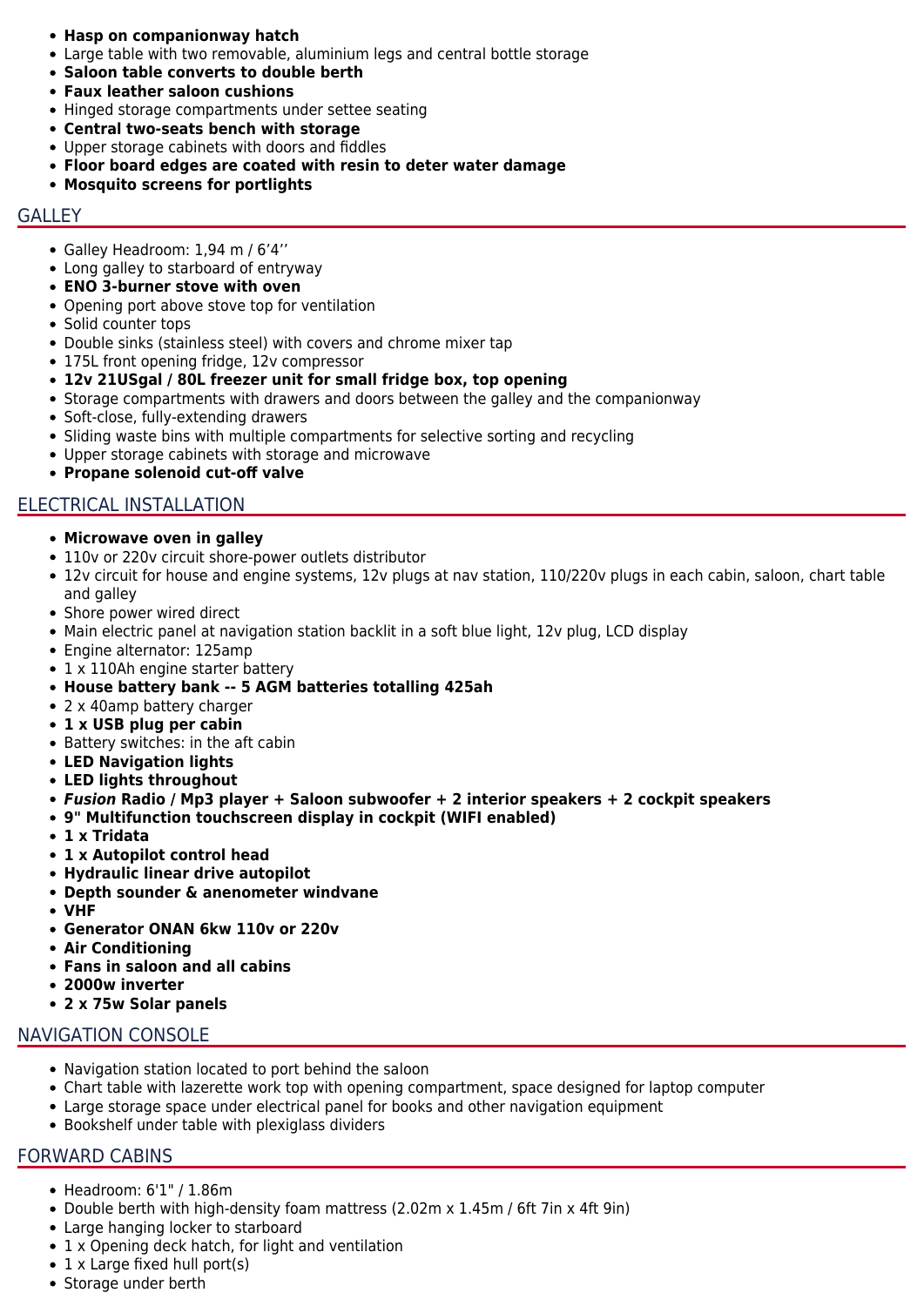- **Hasp on companionway hatch**
- Large table with two removable, aluminium legs and central bottle storage
- **Saloon table converts to double berth**
- **Faux leather saloon cushions**
- Hinged storage compartments under settee seating
- **Central two-seats bench with storage**
- Upper storage cabinets with doors and fiddles
- **Floor board edges are coated with resin to deter water damage**
- **Mosquito screens for portlights**

## GALLEY

- Galley Headroom: 1,94 m / 6'4''
- Long galley to starboard of entryway
- **ENO 3-burner stove with oven**
- Opening port above stove top for ventilation
- Solid counter tops
- Double sinks (stainless steel) with covers and chrome mixer tap
- 175L front opening fridge, 12v compressor
- **12v 21USgal / 80L freezer unit for small fridge box, top opening**
- Storage compartments with drawers and doors between the galley and the companionway
- Soft-close, fully-extending drawers
- Sliding waste bins with multiple compartments for selective sorting and recycling
- Upper storage cabinets with storage and microwave
- **Propane solenoid cut-off valve**

## ELECTRICAL INSTALLATION

- **Microwave oven in galley**
- 110v or 220v circuit shore-power outlets distributor
- 12v circuit for house and engine systems, 12v plugs at nav station, 110/220v plugs in each cabin, saloon, chart table and galley
- Shore power wired direct
- Main electric panel at navigation station backlit in a soft blue light, 12v plug, LCD display
- Engine alternator: 125amp
- 1 x 110Ah engine starter battery
- **House battery bank -- 5 AGM batteries totalling 425ah**
- 2 x 40amp battery charger
- **1 x USB plug per cabin**
- Battery switches: in the aft cabin
- **LED Navigation lights**
- **LED lights throughout**
- ***Fusion* Radio / Mp3 player + Saloon subwoofer + 2 interior speakers + 2 cockpit speakers**
- **9" Multifunction touchscreen display in cockpit (WIFI enabled)**
- **1 x Tridata**
- **1 x Autopilot control head**
- **Hydraulic linear drive autopilot**
- **Depth sounder & anenometer windvane**
- **VHF**
- **Generator ONAN 6kw 110v or 220v**
- **Air Conditioning**
- **Fans in saloon and all cabins**
- **2000w inverter**
- **2 x 75w Solar panels**

## NAVIGATION CONSOLE

- Navigation station located to port behind the saloon
- Chart table with lazerette work top with opening compartment, space designed for laptop computer
- Large storage space under electrical panel for books and other navigation equipment
- Bookshelf under table with plexiglass dividers

## FORWARD CABINS

- Headroom: 6'1" / 1.86m
- Double berth with high-density foam mattress (2.02m x 1.45m / 6ft 7in x 4ft 9in)
- Large hanging locker to starboard
- 1 x Opening deck hatch, for light and ventilation
- 1 x Large fixed hull port(s)
- Storage under berth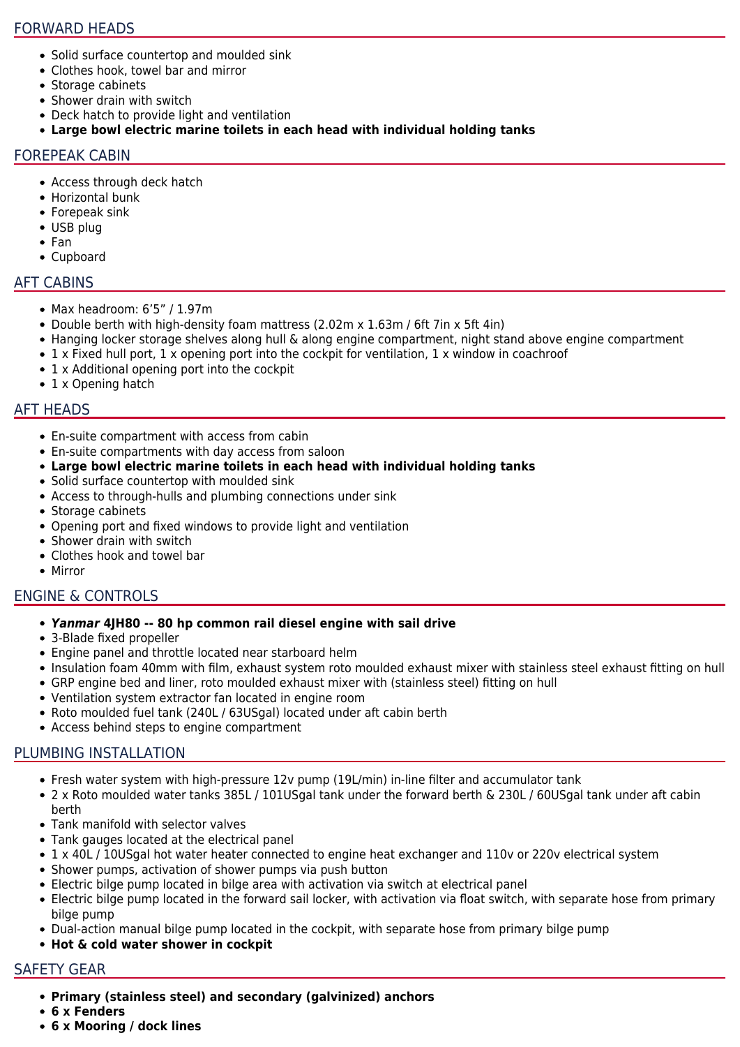## FORWARD HEADS

- Solid surface countertop and moulded sink
- Clothes hook, towel bar and mirror
- Storage cabinets
- Shower drain with switch
- Deck hatch to provide light and ventilation
- **Large bowl electric marine toilets in each head with individual holding tanks**

## FOREPEAK CABIN

- Access through deck hatch
- Horizontal bunk
- Forepeak sink
- USB plug
- Fan
- Cupboard

## AFT CABINS

- Max headroom: 6’5” / 1.97m
- Double berth with high-density foam mattress (2.02m x 1.63m / 6ft 7in x 5ft 4in)
- Hanging locker storage shelves along hull & along engine compartment, night stand above engine compartment
- 1 x Fixed hull port, 1 x opening port into the cockpit for ventilation, 1 x window in coachroof
- 1 x Additional opening port into the cockpit
- 1 x Opening hatch

## AFT HEADS

- En-suite compartment with access from cabin
- En-suite compartments with day access from saloon
- **Large bowl electric marine toilets in each head with individual holding tanks**
- Solid surface countertop with moulded sink
- Access to through-hulls and plumbing connections under sink
- Storage cabinets
- Opening port and fixed windows to provide light and ventilation
- Shower drain with switch
- Clothes hook and towel bar
- Mirror

## ENGINE & CONTROLS

- ***Yanmar* 4JH80 -- 80 hp common rail diesel engine with sail drive**
- 3-Blade fixed propeller
- Engine panel and throttle located near starboard helm
- Insulation foam 40mm with film, exhaust system roto moulded exhaust mixer with stainless steel exhaust fitting on hull
- GRP engine bed and liner, roto moulded exhaust mixer with (stainless steel) fitting on hull
- Ventilation system extractor fan located in engine room
- Roto moulded fuel tank (240L / 63USgal) located under aft cabin berth
- Access behind steps to engine compartment

## PLUMBING INSTALLATION

- Fresh water system with high-pressure 12v pump (19L/min) in-line filter and accumulator tank
- 2 x Roto moulded water tanks 385L / 101USgal tank under the forward berth & 230L / 60USgal tank under aft cabin berth
- Tank manifold with selector valves
- Tank gauges located at the electrical panel
- 1 x 40L / 10USgal hot water heater connected to engine heat exchanger and 110v or 220v electrical system
- Shower pumps, activation of shower pumps via push button
- Electric bilge pump located in bilge area with activation via switch at electrical panel
- Electric bilge pump located in the forward sail locker, with activation via float switch, with separate hose from primary bilge pump
- Dual-action manual bilge pump located in the cockpit, with separate hose from primary bilge pump
- **Hot & cold water shower in cockpit**

## SAFETY GEAR

- **Primary (stainless steel) and secondary (galvinized) anchors**
- **6 x Fenders**
- **6 x Mooring / dock lines**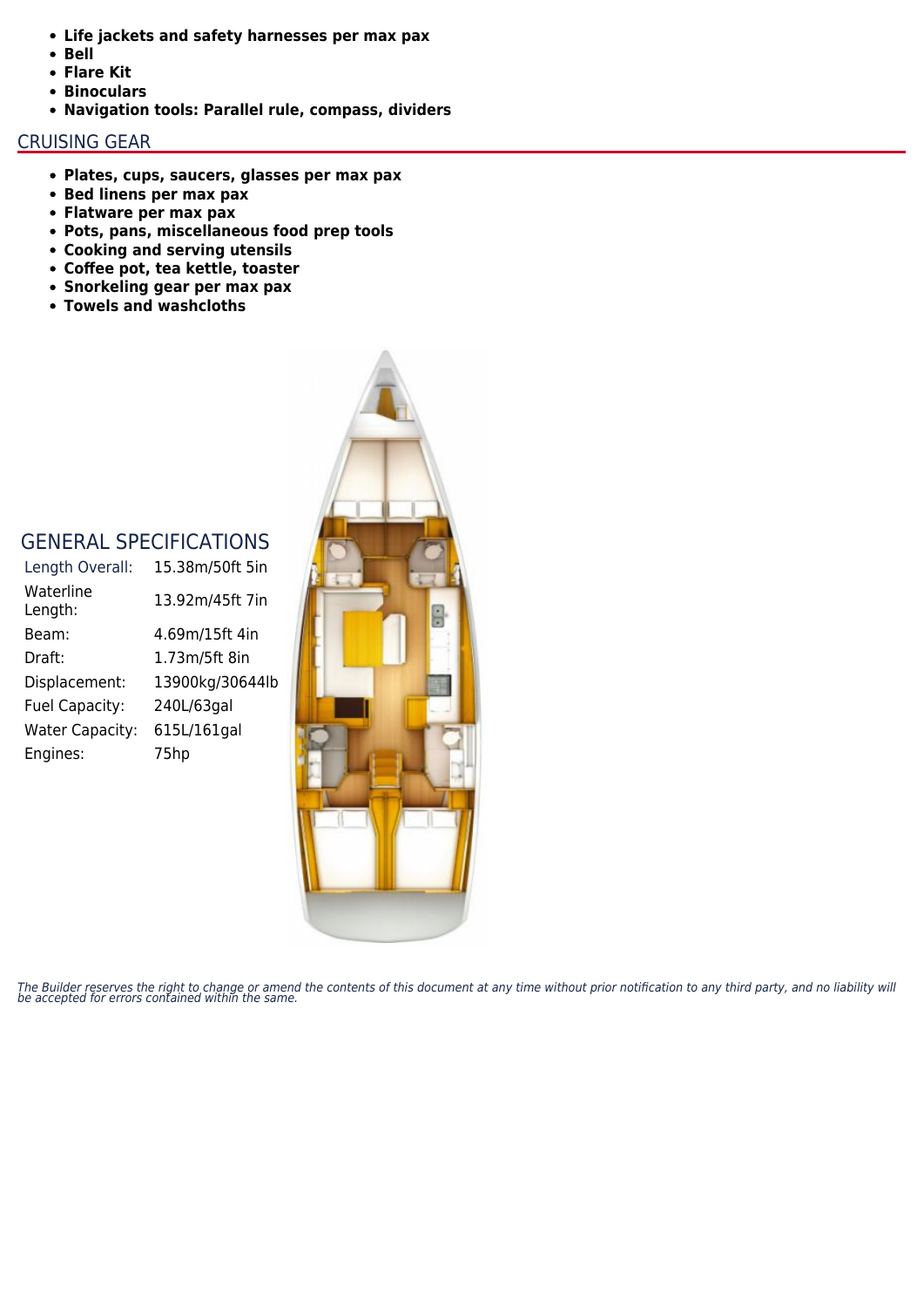- **Life jackets and safety harnesses per max pax**
- **Bell**
- **Flare Kit**
- **Binoculars**
- **Navigation tools: Parallel rule, compass, dividers**

## CRUISING GEAR

- **Plates, cups, saucers, glasses per max pax**
- **Bed linens per max pax**
- **Flatware per max pax**
- **Pots, pans, miscellaneous food prep tools**
- **Cooking and serving utensils**
- **Coffee pot, tea kettle, toaster**
- **Snorkeling gear per max pax**
- **Towels and washcloths**

## GENERAL SPECIFICATIONS

| | |
|---|---|
| Length Overall: | 15.38m/50ft 5in |
| Waterline Length: | 13.92m/45ft 7in |
| Beam: | 4.69m/15ft 4in |
| Draft: | 1.73m/5ft 8in |
| Displacement: | 13900kg/30644lb |
| Fuel Capacity: | 240L/63gal |
| Water Capacity: | 615L/161gal |
| Engines: | 75hp |

*The Builder reserves the right to change or amend the contents of this document at any time without prior notification to any third party, and no liability will be accepted for errors contained within the same.*